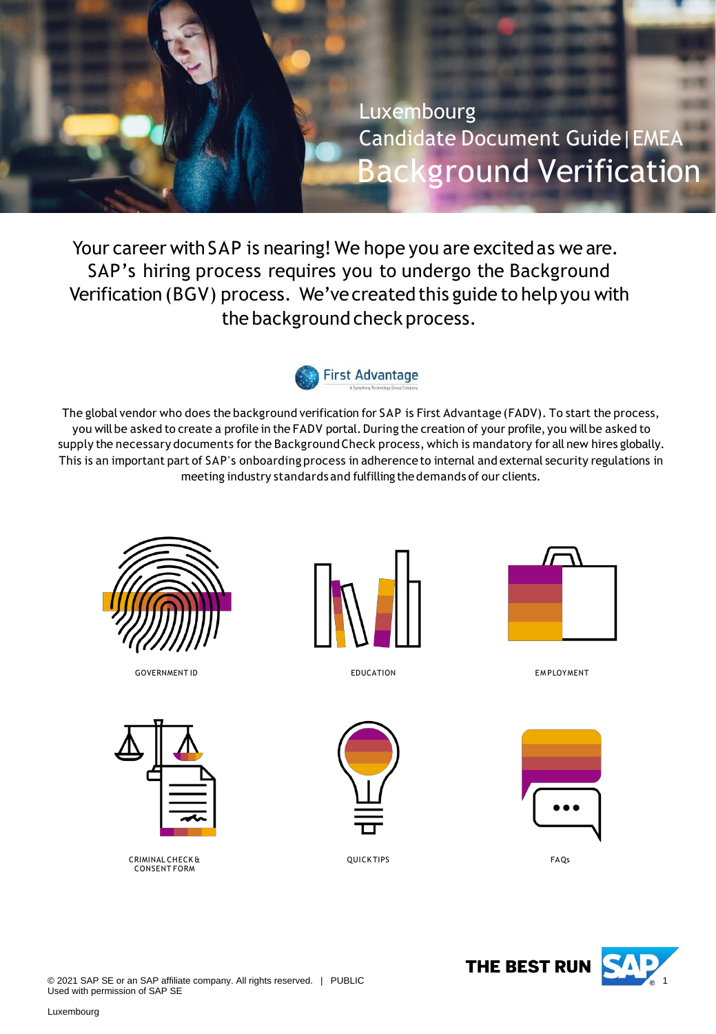# Luxembourg

## Candidate Document Guide | EMEA

# Background Verification

Your career with SAP is nearing! We hope you are excited as we are. SAP's hiring process requires you to undergo the Background Verification (BGV) process. We've created this guide to help you with the background check process.

The global vendor who does the background verification for SAP is First Advantage (FADV). To start the process, you will be asked to create a profile in the FADV portal. During the creation of your profile, you will be asked to supply the necessary documents for the Background Check process, which is mandatory for all new hires globally. This is an important part of SAP's onboarding process in adherence to internal and external security regulations in meeting industry standards and fulfilling the demands of our clients.

- GOVERNMENT ID
- EDUCATION
- EMPLOYMENT
- CRIMINAL CHECK & CONSENT FORM
- QUICK TIPS
- FAQs

© 2021 SAP SE or an SAP affiliate company. All rights reserved. | PUBLIC
Used with permission of SAP SE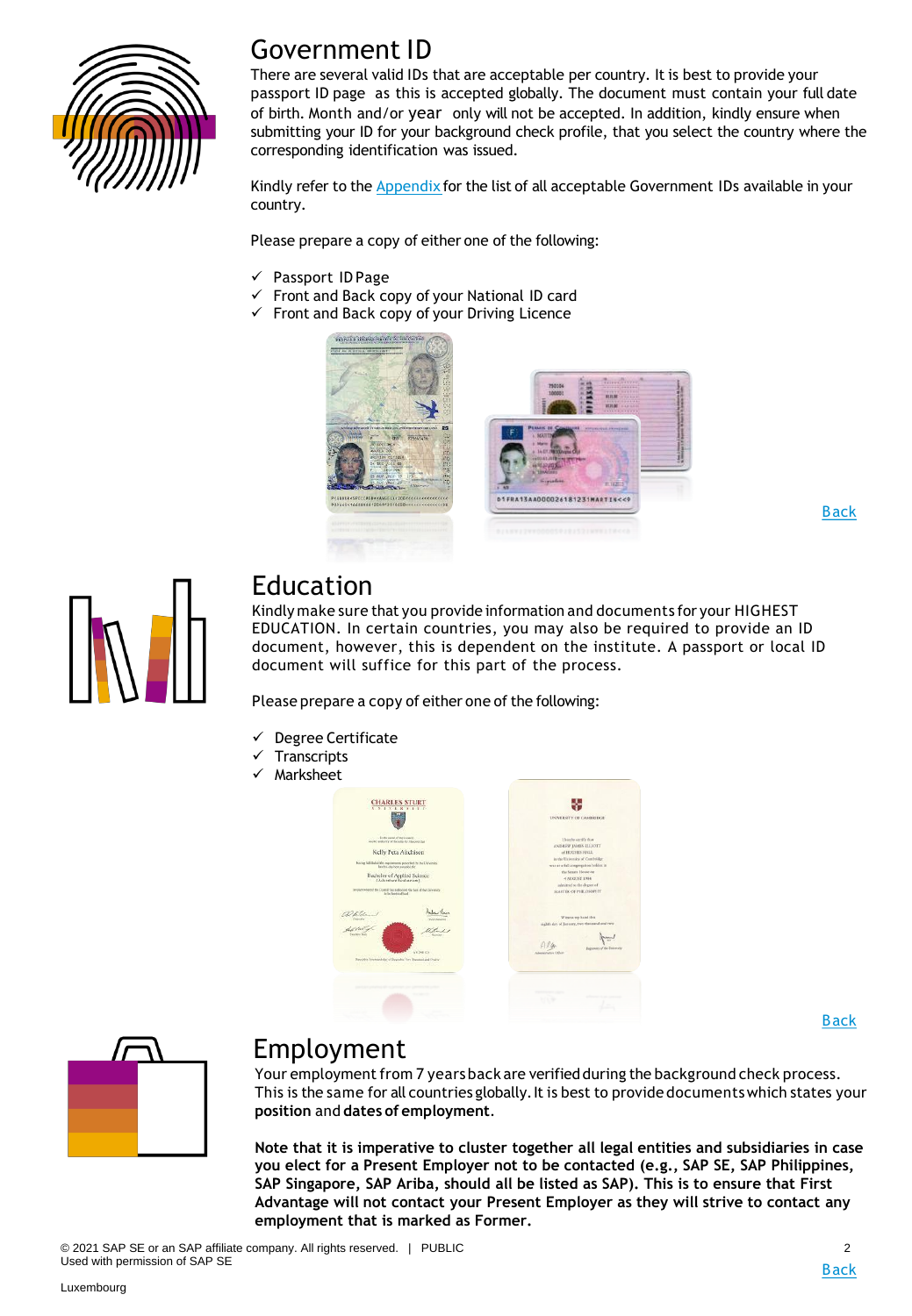## Government ID

There are several valid IDs that are acceptable per country. It is best to provide your passport ID page as this is accepted globally. The document must contain your full date of birth. Month and/or year only will not be accepted. In addition, kindly ensure when submitting your ID for your background check profile, that you select the country where the corresponding identification was issued.

Kindly refer to the Appendix for the list of all acceptable Government IDs available in your country.

Please prepare a copy of either one of the following:

- ✓ Passport ID Page
- ✓ Front and Back copy of your National ID card
- ✓ Front and Back copy of your Driving Licence

Back

## Education

Kindly make sure that you provide information and documents for your HIGHEST EDUCATION. In certain countries, you may also be required to provide an ID document, however, this is dependent on the institute. A passport or local ID document will suffice for this part of the process.

Please prepare a copy of either one of the following:

- ✓ Degree Certificate
- ✓ Transcripts
- ✓ Marksheet

Back

## Employment

Your employment from 7 years back are verified during the background check process. This is the same for all countries globally. It is best to provide documents which states your **position** and **dates of employment**.

**Note that it is imperative to cluster together all legal entities and subsidiaries in case you elect for a Present Employer not to be contacted (e.g., SAP SE, SAP Philippines, SAP Singapore, SAP Ariba, should all be listed as SAP). This is to ensure that First Advantage will not contact your Present Employer as they will strive to contact any employment that is marked as Former.**

© 2021 SAP SE or an SAP affiliate company. All rights reserved. | PUBLIC
Used with permission of SAP SE

Back

Luxembourg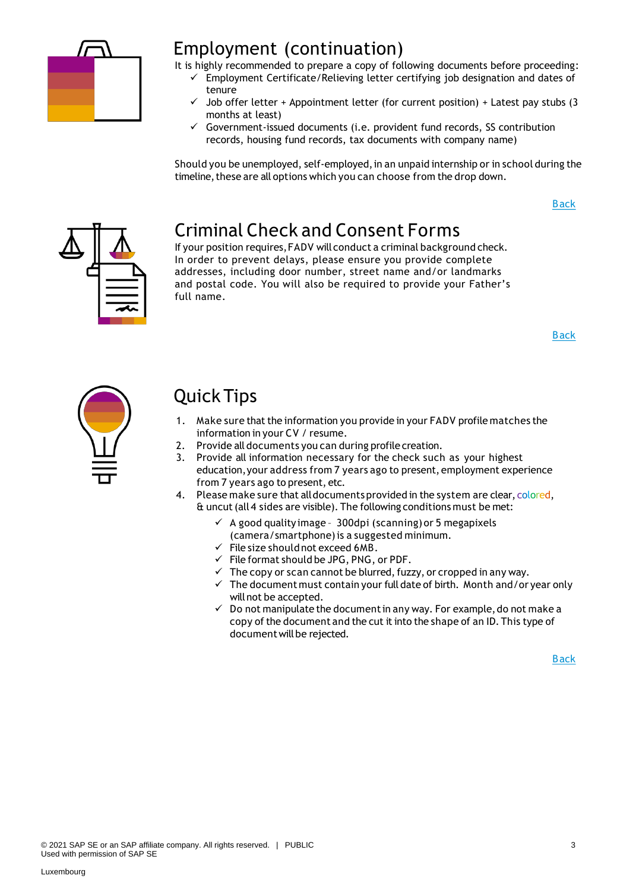## Employment (continuation)

It is highly recommended to prepare a copy of following documents before proceeding:

- ✓ Employment Certificate/Relieving letter certifying job designation and dates of tenure
- ✓ Job offer letter + Appointment letter (for current position) + Latest pay stubs (3 months at least)
- ✓ Government-issued documents (i.e. provident fund records, SS contribution records, housing fund records, tax documents with company name)

Should you be unemployed, self-employed, in an unpaid internship or in school during the timeline, these are all options which you can choose from the drop down.

Back

## Criminal Check and Consent Forms

If your position requires, FADV will conduct a criminal background check. In order to prevent delays, please ensure you provide complete addresses, including door number, street name and/or landmarks and postal code. You will also be required to provide your Father's full name.

Back

## Quick Tips

1. Make sure that the information you provide in your FADV profile matches the information in your CV / resume.
2. Provide all documents you can during profile creation.
3. Provide all information necessary for the check such as your highest education, your address from 7 years ago to present, employment experience from 7 years ago to present, etc.
4. Please make sure that all documents provided in the system are clear, colored, & uncut (all 4 sides are visible). The following conditions must be met:
   - ✓ A good quality image - 300dpi (scanning) or 5 megapixels (camera/smartphone) is a suggested minimum.
   - ✓ File size should not exceed 6MB.
   - ✓ File format should be JPG, PNG, or PDF.
   - ✓ The copy or scan cannot be blurred, fuzzy, or cropped in any way.
   - ✓ The document must contain your full date of birth. Month and/or year only will not be accepted.
   - ✓ Do not manipulate the document in any way. For example, do not make a copy of the document and the cut it into the shape of an ID. This type of document will be rejected.

Back

© 2021 SAP SE or an SAP affiliate company. All rights reserved. | PUBLIC
Used with permission of SAP SE

Luxembourg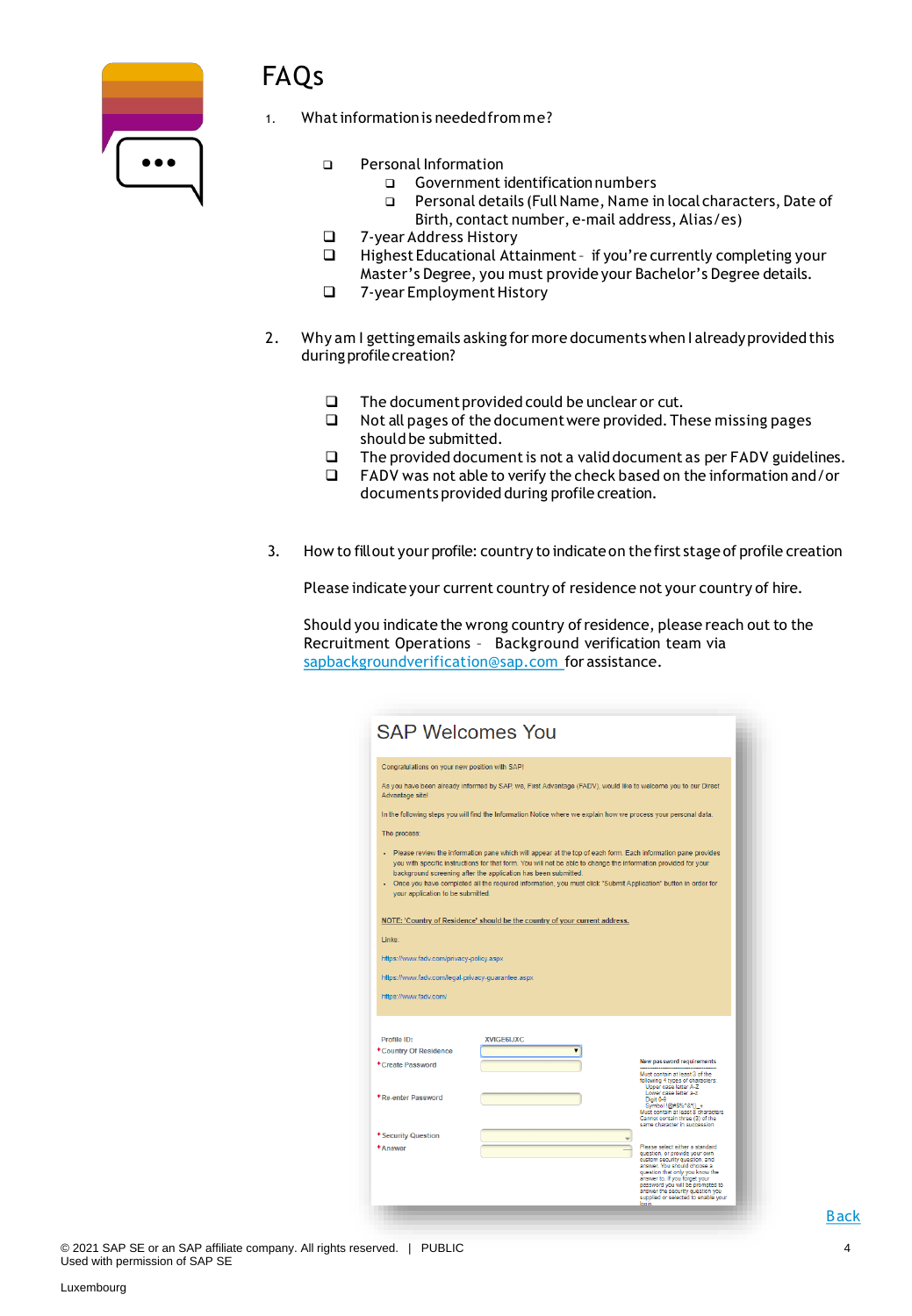# FAQs

1. What information is needed from me?

   - Personal Information
     - Government identification numbers
     - Personal details (Full Name, Name in local characters, Date of Birth, contact number, e-mail address, Alias/es)
   - 7-year Address History
   - Highest Educational Attainment - if you're currently completing your Master's Degree, you must provide your Bachelor's Degree details.
   - 7-year Employment History

2. Why am I getting emails asking for more documents when I already provided this during profile creation?

   - The document provided could be unclear or cut.
   - Not all pages of the document were provided. These missing pages should be submitted.
   - The provided document is not a valid document as per FADV guidelines.
   - FADV was not able to verify the check based on the information and/or documents provided during profile creation.

3. How to fill out your profile: country to indicate on the first stage of profile creation

   Please indicate your current country of residence not your country of hire.

   Should you indicate the wrong country of residence, please reach out to the Recruitment Operations – Background verification team via sapbackgroundverification@sap.com for assistance.

Back

© 2021 SAP SE or an SAP affiliate company. All rights reserved. | PUBLIC
Used with permission of SAP SE

Luxembourg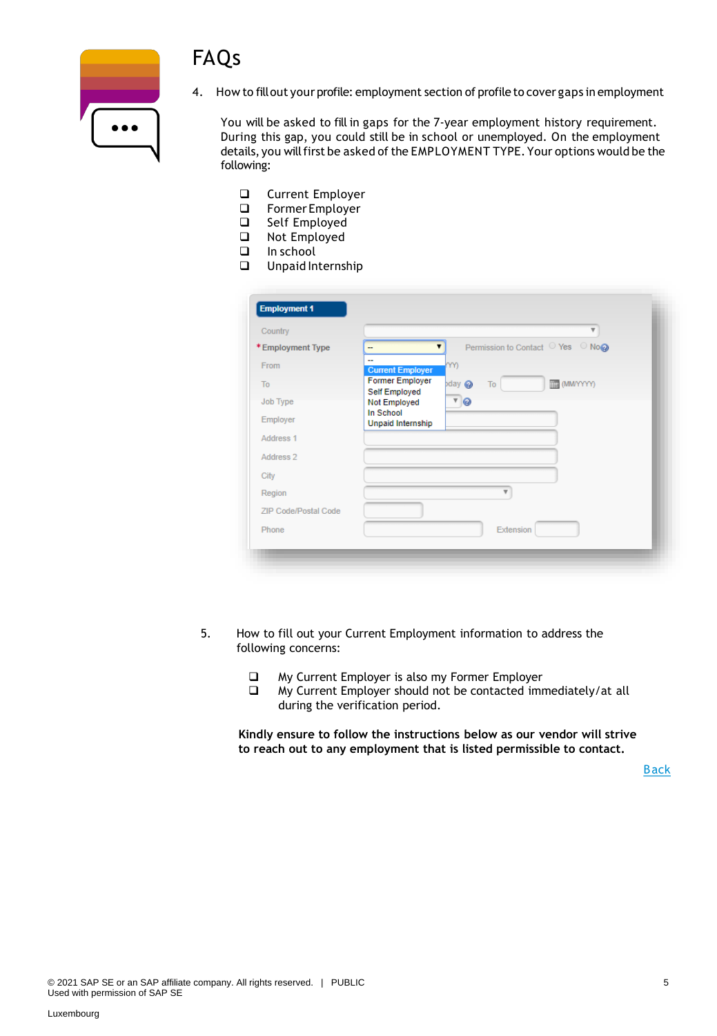# FAQs

4. How to fill out your profile: employment section of profile to cover gaps in employment

   You will be asked to fill in gaps for the 7-year employment history requirement. During this gap, you could still be in school or unemployed. On the employment details, you will first be asked of the EMPLOYMENT TYPE. Your options would be the following:

   - Current Employer
   - Former Employer
   - Self Employed
   - Not Employed
   - In school
   - Unpaid Internship

5. How to fill out your Current Employment information to address the following concerns:

   - My Current Employer is also my Former Employer
   - My Current Employer should not be contacted immediately/at all during the verification period.

   **Kindly ensure to follow the instructions below as our vendor will strive to reach out to any employment that is listed permissible to contact.**

Back

© 2021 SAP SE or an SAP affiliate company. All rights reserved. | PUBLIC
Used with permission of SAP SE

Luxembourg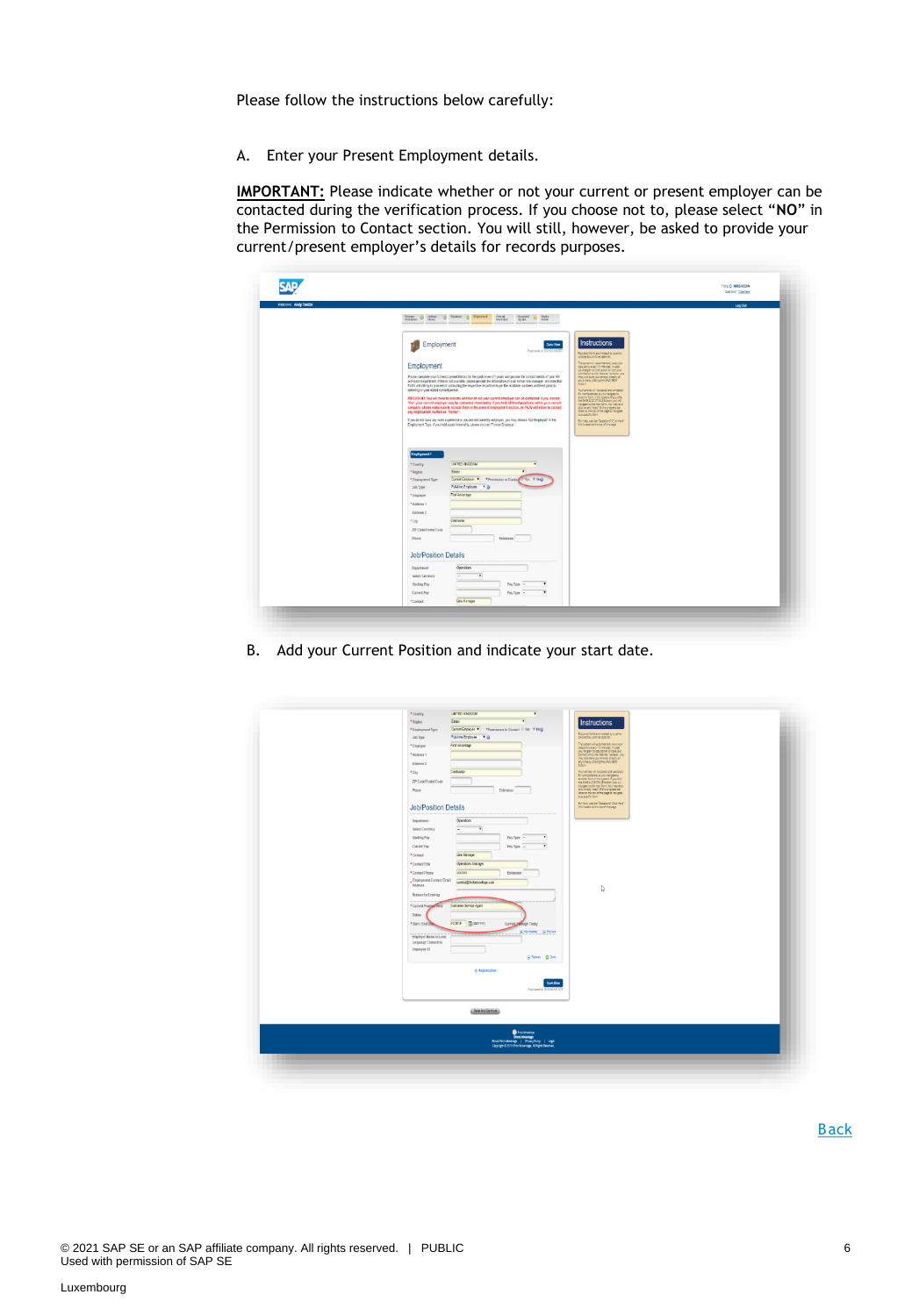Please follow the instructions below carefully:

A. Enter your Present Employment details.

**IMPORTANT:** Please indicate whether or not your current or present employer can be contacted during the verification process. If you choose not to, please select "**NO**" in the Permission to Contact section. You will still, however, be asked to provide your current/present employer's details for records purposes.

B. Add your Current Position and indicate your start date.

Back

© 2021 SAP SE or an SAP affiliate company. All rights reserved. | PUBLIC
Used with permission of SAP SE

Luxembourg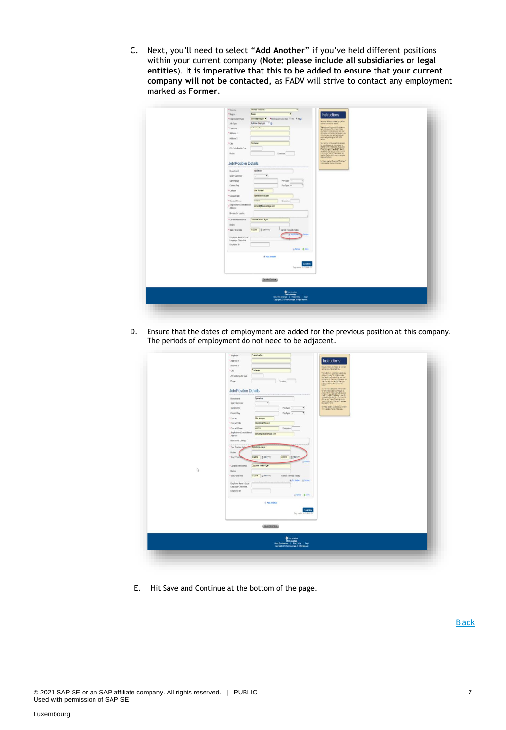C. Next, you'll need to select "**Add Another**" if you've held different positions within your current company (**Note: please include all subsidiaries or legal entities**). **It is imperative that this to be added to ensure that your current company will not be contacted,** as FADV will strive to contact any employment marked as **Former**.

D. Ensure that the dates of employment are added for the previous position at this company. The periods of employment do not need to be adjacent.

E. Hit Save and Continue at the bottom of the page.

Back

© 2021 SAP SE or an SAP affiliate company. All rights reserved. | PUBLIC
Used with permission of SAP SE

Luxembourg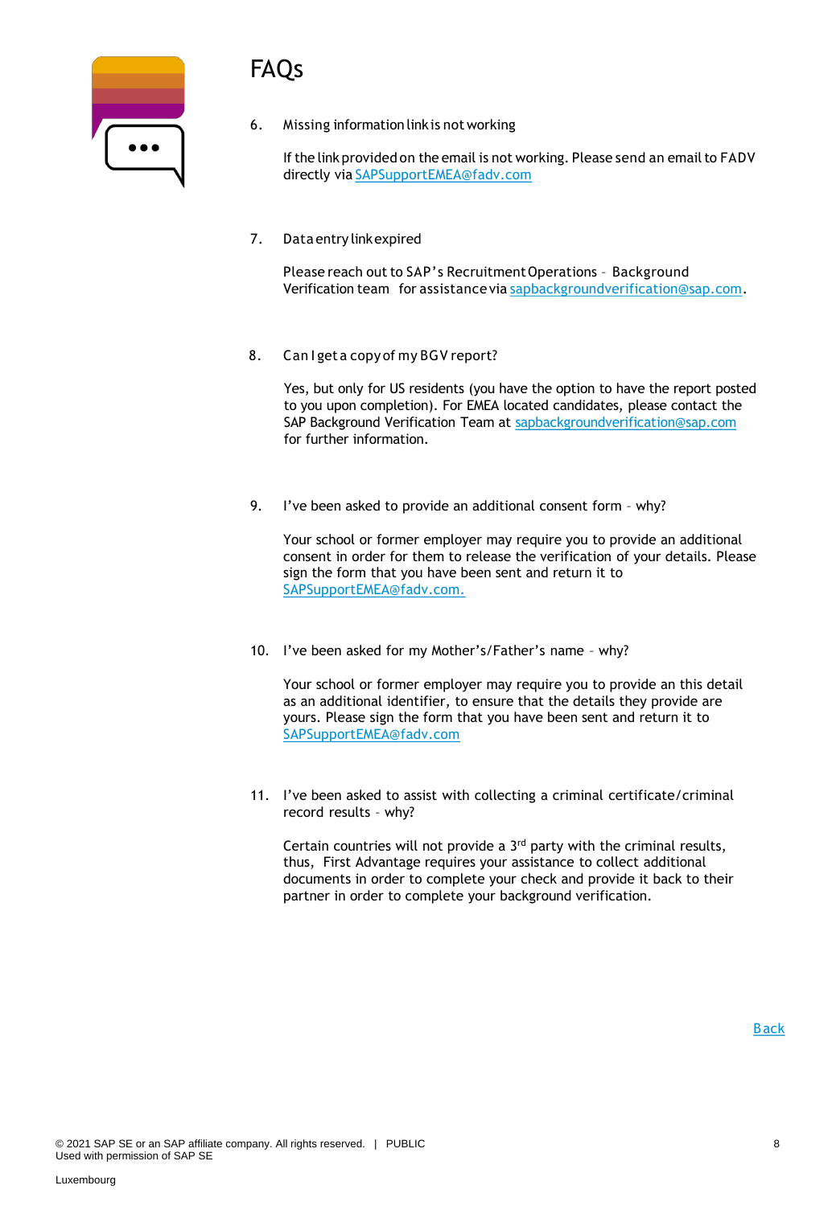# FAQs

6. Missing information link is not working

   If the link provided on the email is not working. Please send an email to FADV directly via SAPSupportEMEA@fadv.com

7. Data entry link expired

   Please reach out to SAP's Recruitment Operations – Background Verification team for assistance via sapbackgroundverification@sap.com.

8. Can I get a copy of my BGV report?

   Yes, but only for US residents (you have the option to have the report posted to you upon completion). For EMEA located candidates, please contact the SAP Background Verification Team at sapbackgroundverification@sap.com for further information.

9. I've been asked to provide an additional consent form – why?

   Your school or former employer may require you to provide an additional consent in order for them to release the verification of your details. Please sign the form that you have been sent and return it to SAPSupportEMEA@fadv.com.

10. I've been asked for my Mother's/Father's name – why?

    Your school or former employer may require you to provide an this detail as an additional identifier, to ensure that the details they provide are yours. Please sign the form that you have been sent and return it to SAPSupportEMEA@fadv.com

11. I've been asked to assist with collecting a criminal certificate/criminal record results – why?

    Certain countries will not provide a 3rd party with the criminal results, thus, First Advantage requires your assistance to collect additional documents in order to complete your check and provide it back to their partner in order to complete your background verification.

Back

© 2021 SAP SE or an SAP affiliate company. All rights reserved. | PUBLIC
Used with permission of SAP SE

Luxembourg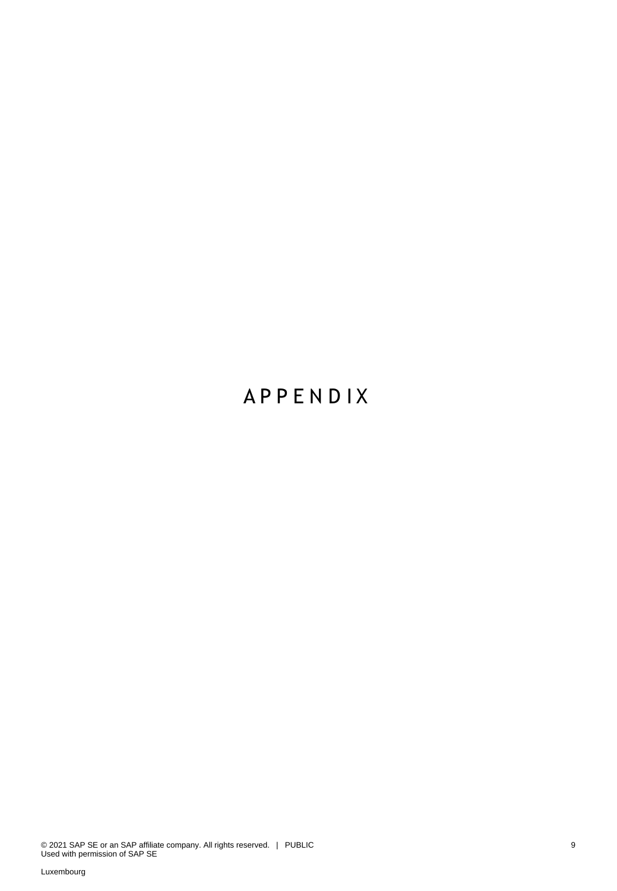# APPENDIX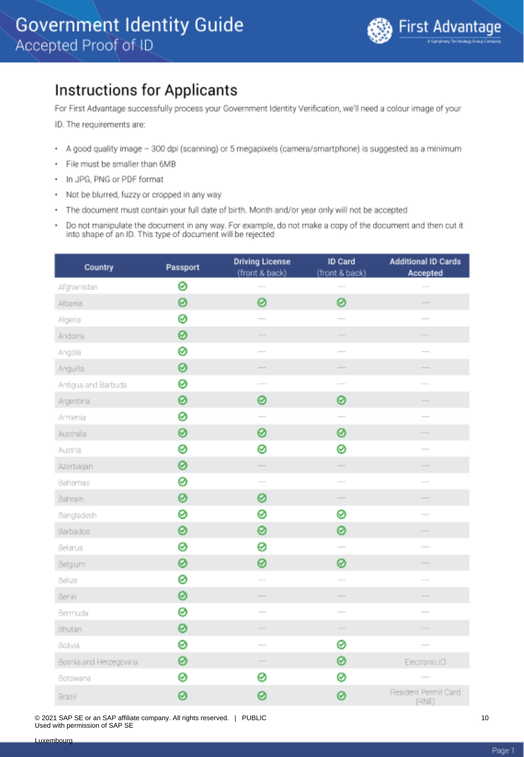# Government Identity Guide
Accepted Proof of ID

## Instructions for Applicants

For First Advantage successfully process your Government Identity Verification, we'll need a colour image of your ID. The requirements are:

- A good quality image – 300 dpi (scanning) or 5 megapixels (camera/smartphone) is suggested as a minimum
- File must be smaller than 6MB
- In JPG, PNG or PDF format
- Not be blurred, fuzzy or cropped in any way
- The document must contain your full date of birth. Month and/or year only will not be accepted
- Do not manipulate the document in any way. For example, do not make a copy of the document and then cut it into shape of an ID. This type of document will be rejected

| Country | Passport | Driving License (front & back) | ID Card (front & back) | Additional ID Cards Accepted |
|---|---|---|---|---|
| Afghanistan | ✓ | — | — | — |
| Albania | ✓ | ✓ | ✓ | — |
| Algeria | ✓ | — | — | — |
| Andorra | ✓ | — | — | — |
| Angola | ✓ | — | — | — |
| Anguilla | ✓ | — | — | — |
| Antigua and Barbuda | ✓ | — | — | — |
| Argentina | ✓ | ✓ | ✓ | — |
| Armenia | ✓ | — | — | — |
| Australia | ✓ | ✓ | ✓ | — |
| Austria | ✓ | ✓ | ✓ | — |
| Azerbaijan | ✓ | — | — | — |
| Bahamas | ✓ | — | — | — |
| Bahrain | ✓ | ✓ | — | — |
| Bangladesh | ✓ | ✓ | ✓ | — |
| Barbados | ✓ | ✓ | ✓ | — |
| Belarus | ✓ | ✓ | — | — |
| Belgium | ✓ | ✓ | ✓ | — |
| Belize | ✓ | — | — | — |
| Benin | ✓ | — | — | — |
| Bermuda | ✓ | — | — | — |
| Bhutan | ✓ | — | — | — |
| Bolivia | ✓ | — | ✓ | — |
| Bosnia and Herzegovina | ✓ | — | ✓ | Electronic ID |
| Botswana | ✓ | ✓ | ✓ | — |
| Brazil | ✓ | ✓ | ✓ | Resident Permit Card (RNE) |

© 2021 SAP SE or an SAP affiliate company. All rights reserved. | PUBLIC
Used with permission of SAP SE

Luxembourg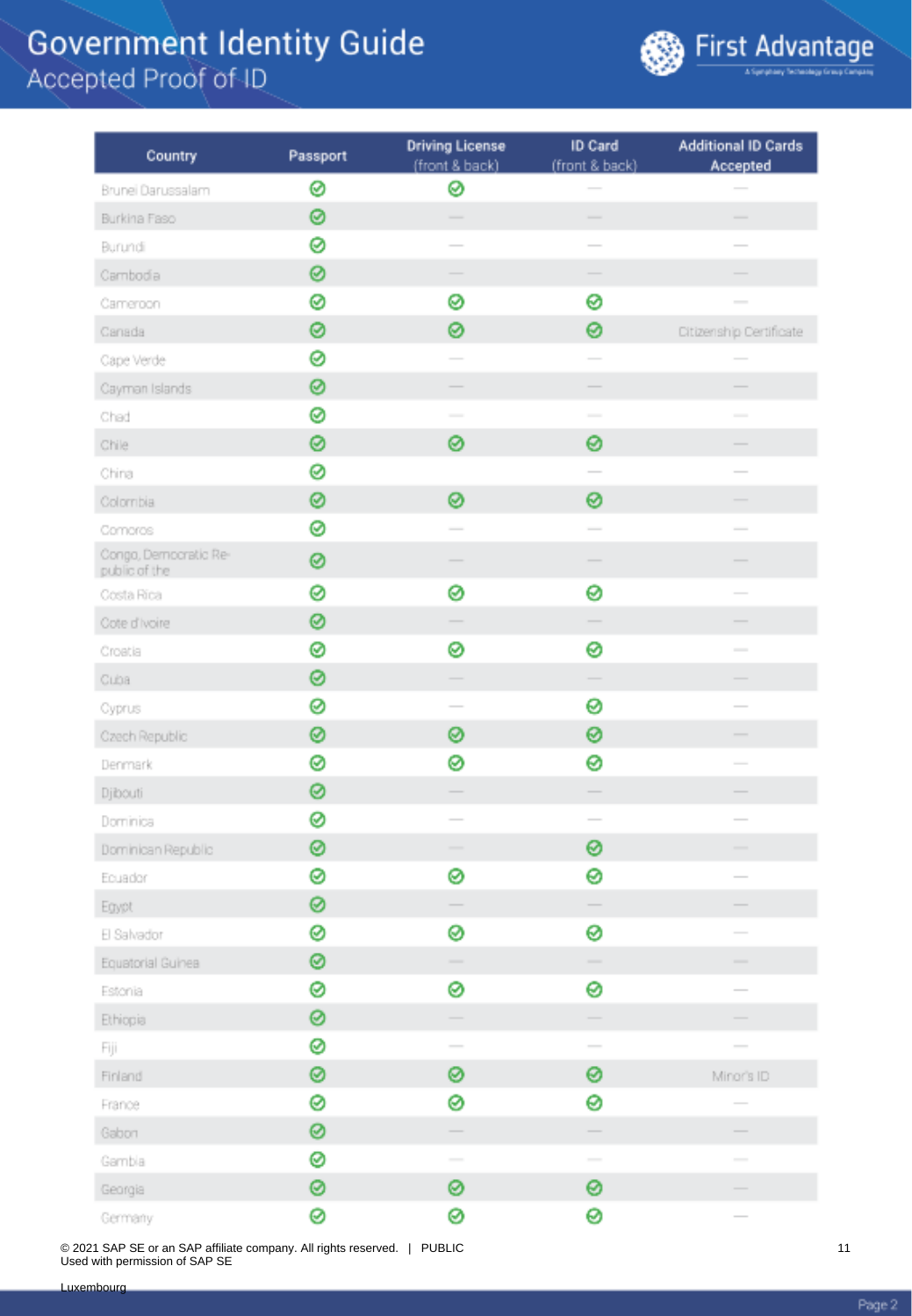# Government Identity Guide
## Accepted Proof of ID

First Advantage

| Country | Passport | Driving License (front & back) | ID Card (front & back) | Additional ID Cards Accepted |
|---|---|---|---|---|
| Brunei Darussalam | ✓ | ✓ | — | — |
| Burkina Faso | ✓ | — | — | — |
| Burundi | ✓ | — | — | — |
| Cambodia | ✓ | — | — | — |
| Cameroon | ✓ | ✓ | ✓ | — |
| Canada | ✓ | ✓ | ✓ | Citizenship Certificate |
| Cape Verde | ✓ | — | — | — |
| Cayman Islands | ✓ | — | — | — |
| Chad | ✓ | — | — | — |
| Chile | ✓ | ✓ | ✓ | — |
| China | ✓ | | — | — |
| Colombia | ✓ | ✓ | ✓ | — |
| Comoros | ✓ | — | — | — |
| Congo, Democratic Republic of the | ✓ | — | — | — |
| Costa Rica | ✓ | ✓ | ✓ | — |
| Cote d'Ivoire | ✓ | — | — | — |
| Croatia | ✓ | ✓ | ✓ | — |
| Cuba | ✓ | — | — | — |
| Cyprus | ✓ | — | ✓ | — |
| Czech Republic | ✓ | ✓ | ✓ | — |
| Denmark | ✓ | ✓ | ✓ | — |
| Djibouti | ✓ | — | — | — |
| Dominica | ✓ | — | — | — |
| Dominican Republic | ✓ | — | ✓ | — |
| Ecuador | ✓ | ✓ | ✓ | — |
| Egypt | ✓ | — | — | — |
| El Salvador | ✓ | ✓ | ✓ | — |
| Equatorial Guinea | ✓ | — | — | — |
| Estonia | ✓ | ✓ | ✓ | — |
| Ethiopia | ✓ | — | — | — |
| Fiji | ✓ | — | — | — |
| Finland | ✓ | ✓ | ✓ | Minor's ID |
| France | ✓ | ✓ | ✓ | — |
| Gabon | ✓ | — | — | — |
| Gambia | ✓ | — | — | — |
| Georgia | ✓ | ✓ | ✓ | — |
| Germany | ✓ | ✓ | ✓ | — |

© 2021 SAP SE or an SAP affiliate company. All rights reserved. | PUBLIC
Used with permission of SAP SE

Luxembourg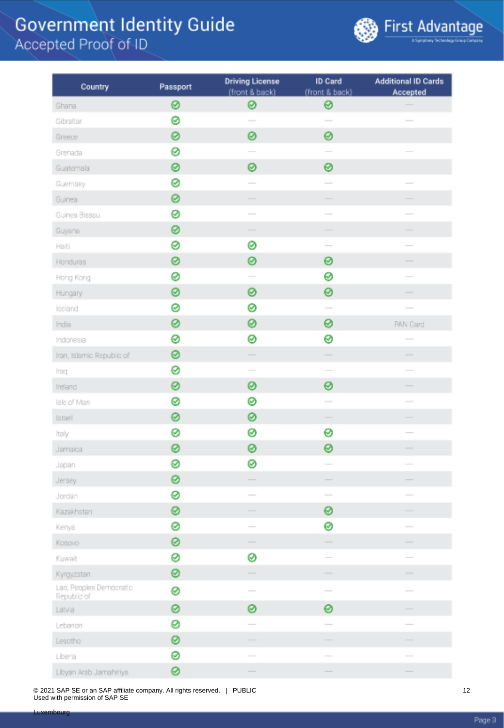# Government Identity Guide
## Accepted Proof of ID

| Country | Passport | Driving License (front & back) | ID Card (front & back) | Additional ID Cards Accepted |
|---|---|---|---|---|
| Ghana | ✓ | ✓ | ✓ | — |
| Gibraltar | ✓ | — | — | — |
| Greece | ✓ | ✓ | ✓ | |
| Grenada | ✓ | — | — | — |
| Guatemala | ✓ | ✓ | ✓ | |
| Guernsey | ✓ | — | — | — |
| Guinea | ✓ | — | — | — |
| Guinea Bissau | ✓ | — | — | — |
| Guyana | ✓ | — | — | — |
| Haiti | ✓ | ✓ | — | — |
| Honduras | ✓ | ✓ | ✓ | — |
| Hong Kong | ✓ | — | ✓ | — |
| Hungary | ✓ | ✓ | ✓ | — |
| Iceland | ✓ | ✓ | — | — |
| India | ✓ | ✓ | ✓ | PAN Card |
| Indonesia | ✓ | ✓ | ✓ | — |
| Iran, Islamic Republic of | ✓ | — | — | — |
| Iraq | ✓ | — | — | — |
| Ireland | ✓ | ✓ | ✓ | — |
| Isle of Man | ✓ | ✓ | — | — |
| Israel | ✓ | ✓ | — | — |
| Italy | ✓ | ✓ | ✓ | — |
| Jamaica | ✓ | ✓ | ✓ | — |
| Japan | ✓ | ✓ | — | — |
| Jersey | ✓ | — | — | — |
| Jordan | ✓ | — | — | — |
| Kazakhstan | ✓ | — | ✓ | — |
| Kenya | ✓ | — | ✓ | — |
| Kosovo | ✓ | — | — | — |
| Kuwait | ✓ | ✓ | — | — |
| Kyrgyzstan | ✓ | — | — | — |
| Lao, Peoples Democratic Republic of | ✓ | — | — | — |
| Latvia | ✓ | ✓ | ✓ | — |
| Lebanon | ✓ | — | — | — |
| Lesotho | ✓ | — | — | — |
| Liberia | ✓ | — | — | — |
| Libyan Arab Jamahiriya | ✓ | — | — | — |

© 2021 SAP SE or an SAP affiliate company. All rights reserved. | PUBLIC
Used with permission of SAP SE

Luxembourg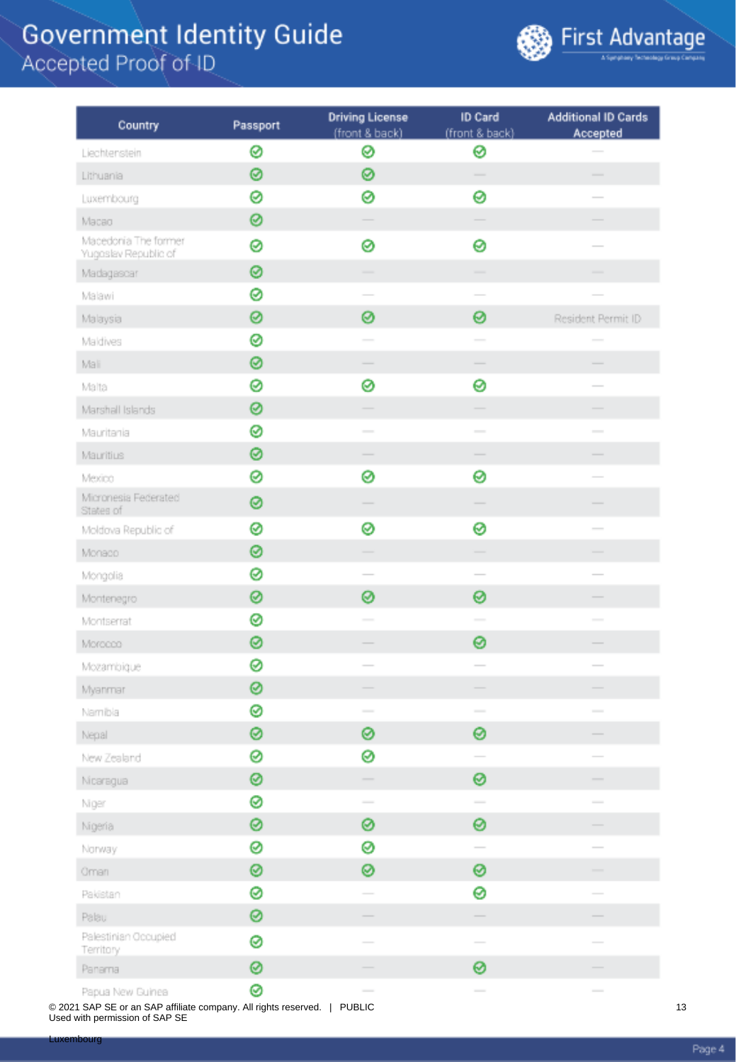# Government Identity Guide
## Accepted Proof of ID

| Country | Passport | Driving License (front & back) | ID Card (front & back) | Additional ID Cards Accepted |
|---|---|---|---|---|
| Liechtenstein | ✓ | ✓ | ✓ | — |
| Lithuania | ✓ | ✓ | — | — |
| Luxembourg | ✓ | ✓ | ✓ | — |
| Macao | ✓ | — | — | — |
| Macedonia The former Yugoslav Republic of | ✓ | ✓ | ✓ | — |
| Madagascar | ✓ | — | — | — |
| Malawi | ✓ | — | — | — |
| Malaysia | ✓ | ✓ | ✓ | Resident Permit ID |
| Maldives | ✓ | — | — | — |
| Mali | ✓ | — | — | — |
| Malta | ✓ | ✓ | ✓ | — |
| Marshall Islands | ✓ | — | — | — |
| Mauritania | ✓ | — | — | — |
| Mauritius | ✓ | — | — | — |
| Mexico | ✓ | ✓ | ✓ | — |
| Micronesia Federated States of | ✓ | — | — | — |
| Moldova Republic of | ✓ | ✓ | ✓ | — |
| Monaco | ✓ | — | — | — |
| Mongolia | ✓ | — | — | — |
| Montenegro | ✓ | ✓ | ✓ | — |
| Montserrat | ✓ | — | — | — |
| Morocco | ✓ | — | ✓ | — |
| Mozambique | ✓ | — | — | — |
| Myanmar | ✓ | — | — | — |
| Namibia | ✓ | — | — | — |
| Nepal | ✓ | ✓ | ✓ | — |
| New Zealand | ✓ | ✓ | — | — |
| Nicaragua | ✓ | — | ✓ | — |
| Niger | ✓ | — | — | — |
| Nigeria | ✓ | ✓ | ✓ | — |
| Norway | ✓ | ✓ | — | — |
| Oman | ✓ | ✓ | ✓ | — |
| Pakistan | ✓ | — | ✓ | — |
| Palau | ✓ | — | — | — |
| Palestinian Occupied Territory | ✓ | — | — | — |
| Panama | ✓ | — | ✓ | — |
| Papua New Guinea | ✓ | — | — | — |

© 2021 SAP SE or an SAP affiliate company. All rights reserved. | PUBLIC
Used with permission of SAP SE

Luxembourg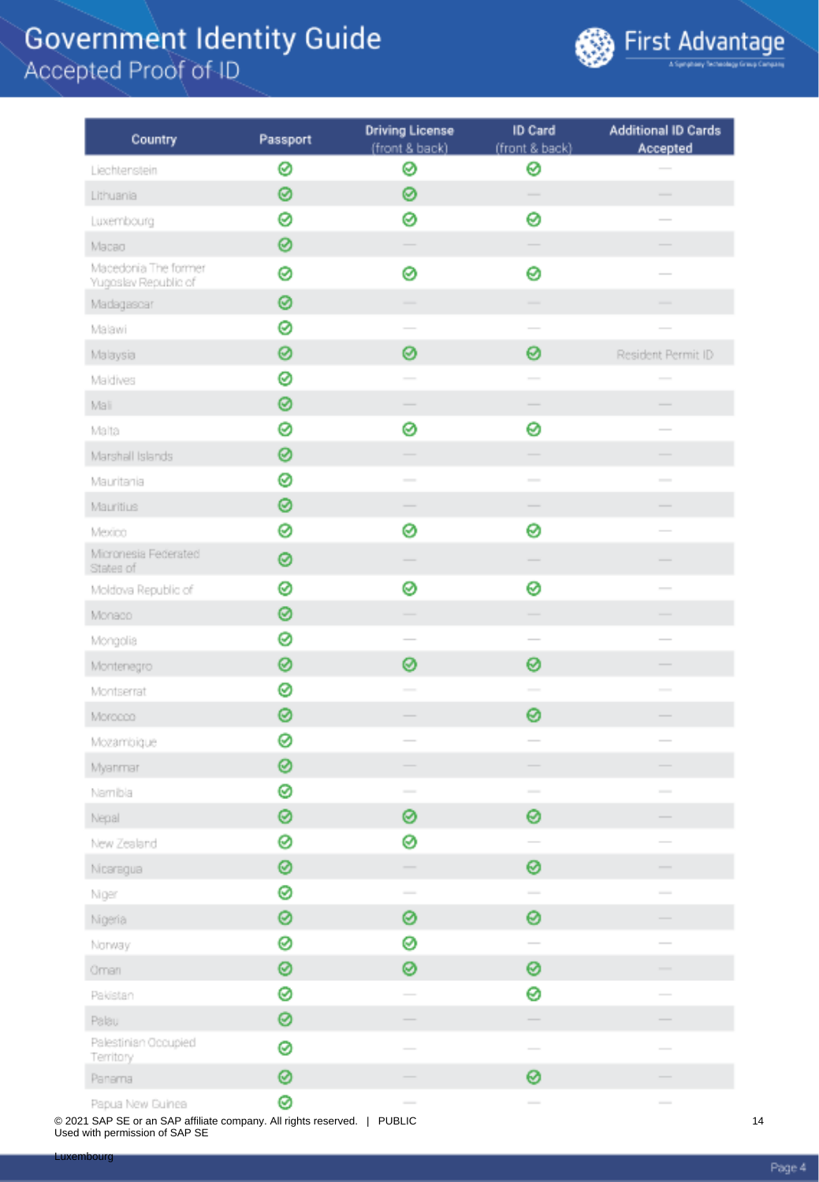# Government Identity Guide
## Accepted Proof of ID

| Country | Passport | Driving License (front & back) | ID Card (front & back) | Additional ID Cards Accepted |
|---|---|---|---|---|
| Liechtenstein | ✓ | ✓ | ✓ | — |
| Lithuania | ✓ | ✓ | — | — |
| Luxembourg | ✓ | ✓ | ✓ | — |
| Macao | ✓ | — | — | — |
| Macedonia The former Yugoslav Republic of | ✓ | ✓ | ✓ | — |
| Madagascar | ✓ | — | — | — |
| Malawi | ✓ | — | — | — |
| Malaysia | ✓ | ✓ | ✓ | Resident Permit ID |
| Maldives | ✓ | — | — | — |
| Mali | ✓ | — | — | — |
| Malta | ✓ | ✓ | ✓ | — |
| Marshall Islands | ✓ | — | — | — |
| Mauritania | ✓ | — | — | — |
| Mauritius | ✓ | — | — | — |
| Mexico | ✓ | ✓ | ✓ | — |
| Micronesia Federated States of | ✓ | — | — | — |
| Moldova Republic of | ✓ | ✓ | ✓ | — |
| Monaco | ✓ | — | — | — |
| Mongolia | ✓ | — | — | — |
| Montenegro | ✓ | ✓ | ✓ | — |
| Montserrat | ✓ | — | — | — |
| Morocco | ✓ | — | ✓ | — |
| Mozambique | ✓ | — | — | — |
| Myanmar | ✓ | — | — | — |
| Namibia | ✓ | — | — | — |
| Nepal | ✓ | ✓ | ✓ | — |
| New Zealand | ✓ | ✓ | — | — |
| Nicaragua | ✓ | — | ✓ | — |
| Niger | ✓ | — | — | — |
| Nigeria | ✓ | ✓ | ✓ | — |
| Norway | ✓ | ✓ | — | — |
| Oman | ✓ | ✓ | ✓ | — |
| Pakistan | ✓ | — | ✓ | — |
| Palau | ✓ | — | — | — |
| Palestinian Occupied Territory | ✓ | — | — | — |
| Panama | ✓ | — | ✓ | — |
| Papua New Guinea | ✓ | — | — | — |

© 2021 SAP SE or an SAP affiliate company. All rights reserved. | PUBLIC
Used with permission of SAP SE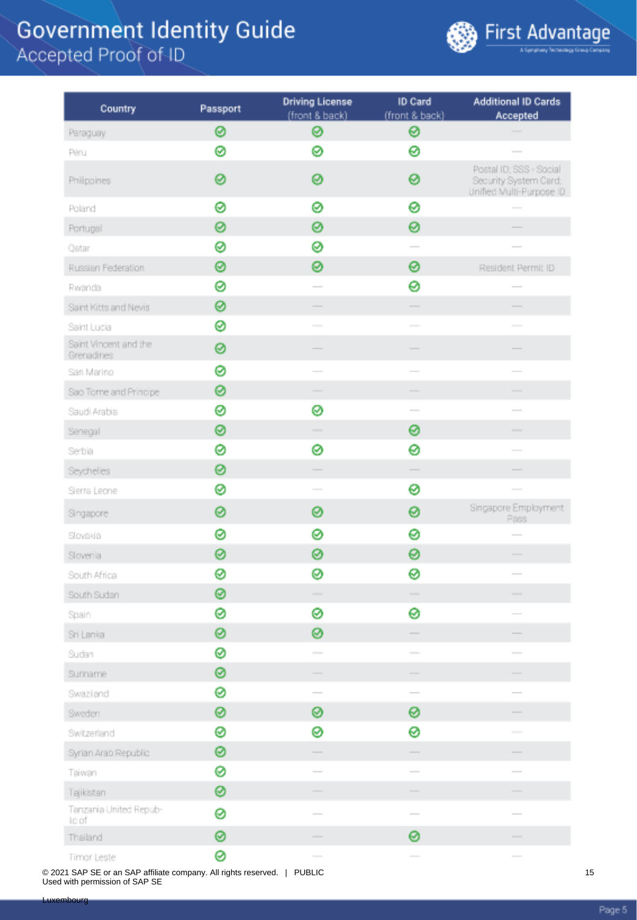# Government Identity Guide

## Accepted Proof of ID

| Country | Passport | Driving License (front & back) | ID Card (front & back) | Additional ID Cards Accepted |
|---|---|---|---|---|
| Paraguay | ✓ | ✓ | ✓ | — |
| Peru | ✓ | ✓ | ✓ | — |
| Philippines | ✓ | ✓ | ✓ | Postal ID; SSS - Social Security System Card; Unified Multi-Purpose ID |
| Poland | ✓ | ✓ | ✓ | — |
| Portugal | ✓ | ✓ | ✓ | — |
| Qatar | ✓ | ✓ | — | — |
| Russian Federation | ✓ | ✓ | ✓ | Resident Permit ID |
| Rwanda | ✓ | — | ✓ | — |
| Saint Kitts and Nevis | ✓ | — | — | — |
| Saint Lucia | ✓ | — | — | — |
| Saint Vincent and the Grenadines | ✓ | — | — | — |
| San Marino | ✓ | — | — | — |
| Sao Tome and Principe | ✓ | — | — | — |
| Saudi Arabia | ✓ | ✓ | — | — |
| Senegal | ✓ | — | ✓ | — |
| Serbia | ✓ | ✓ | ✓ | — |
| Seychelles | ✓ | — | — | — |
| Sierra Leone | ✓ | — | ✓ | — |
| Singapore | ✓ | ✓ | ✓ | Singapore Employment Pass |
| Slovakia | ✓ | ✓ | ✓ | — |
| Slovenia | ✓ | ✓ | ✓ | — |
| South Africa | ✓ | ✓ | ✓ | — |
| South Sudan | ✓ | — | — | — |
| Spain | ✓ | ✓ | ✓ | — |
| Sri Lanka | ✓ | ✓ | — | — |
| Sudan | ✓ | — | — | — |
| Suriname | ✓ | — | — | — |
| Swaziland | ✓ | — | — | — |
| Sweden | ✓ | ✓ | ✓ | — |
| Switzerland | ✓ | ✓ | ✓ | — |
| Syrian Arab Republic | ✓ | — | — | — |
| Taiwan | ✓ | — | — | — |
| Tajikistan | ✓ | — | — | — |
| Tanzania United Republic of | ✓ | — | — | — |
| Thailand | ✓ | — | ✓ | — |
| Timor Leste | ✓ | — | — | — |

© 2021 SAP SE or an SAP affiliate company. All rights reserved. | PUBLIC
Used with permission of SAP SE

Luxembourg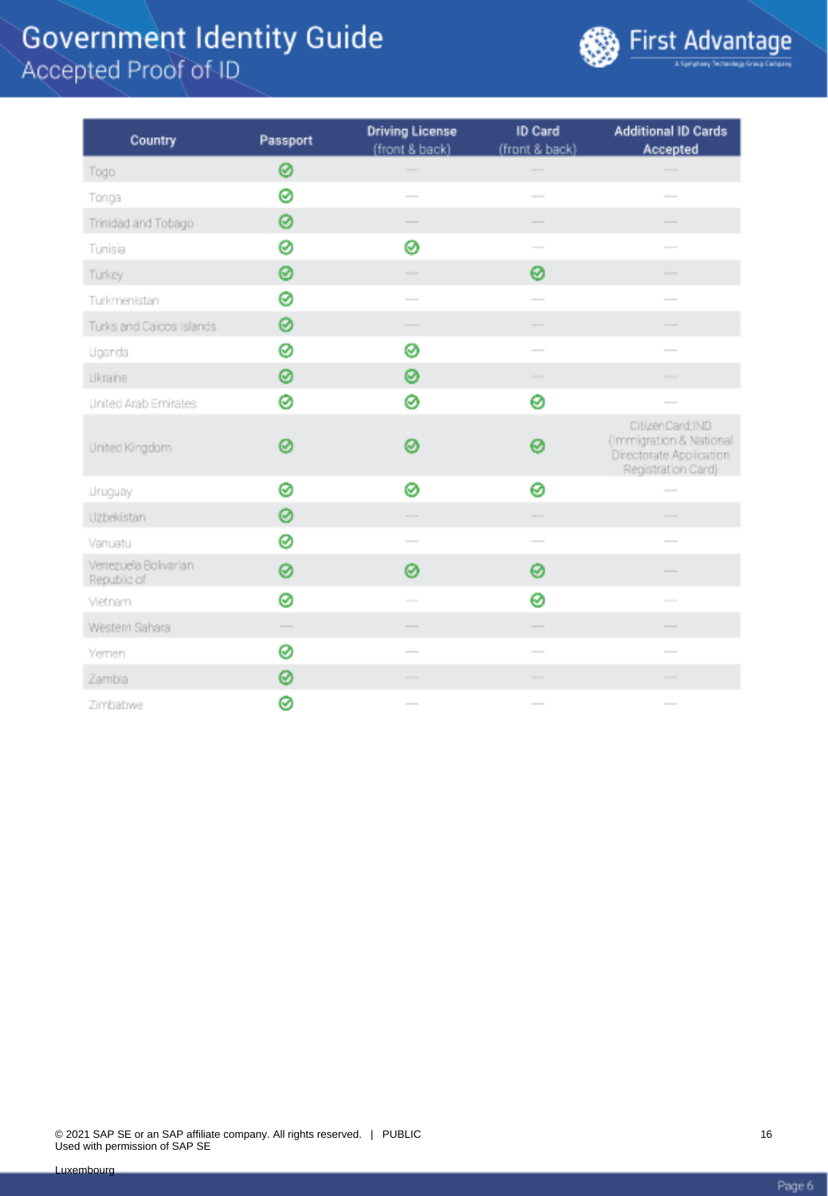# Government Identity Guide
## Accepted Proof of ID

| Country | Passport | Driving License (front & back) | ID Card (front & back) | Additional ID Cards Accepted |
|---|---|---|---|---|
| Togo | ✓ | — | — | — |
| Tonga | ✓ | — | — | — |
| Trinidad and Tobago | ✓ | — | — | — |
| Tunisia | ✓ | ✓ | — | — |
| Turkey | ✓ | — | ✓ | — |
| Turkmenistan | ✓ | — | — | — |
| Turks and Caicos Islands | ✓ | — | — | — |
| Uganda | ✓ | ✓ | — | — |
| Ukraine | ✓ | ✓ | — | — |
| United Arab Emirates | ✓ | ✓ | ✓ | — |
| United Kingdom | ✓ | ✓ | ✓ | Citizen Card; IND (Immigration & National Directorate Application Registration Card) |
| Uruguay | ✓ | ✓ | ✓ | — |
| Uzbekistan | ✓ | — | — | — |
| Vanuatu | ✓ | — | — | — |
| Venezuela Bolivarian Republic of | ✓ | ✓ | ✓ | — |
| Vietnam | ✓ | — | ✓ | — |
| Western Sahara | — | — | — | — |
| Yemen | ✓ | — | — | — |
| Zambia | ✓ | — | — | — |
| Zimbabwe | ✓ | — | — | — |

© 2021 SAP SE or an SAP affiliate company. All rights reserved. | PUBLIC
Used with permission of SAP SE

Luxembourg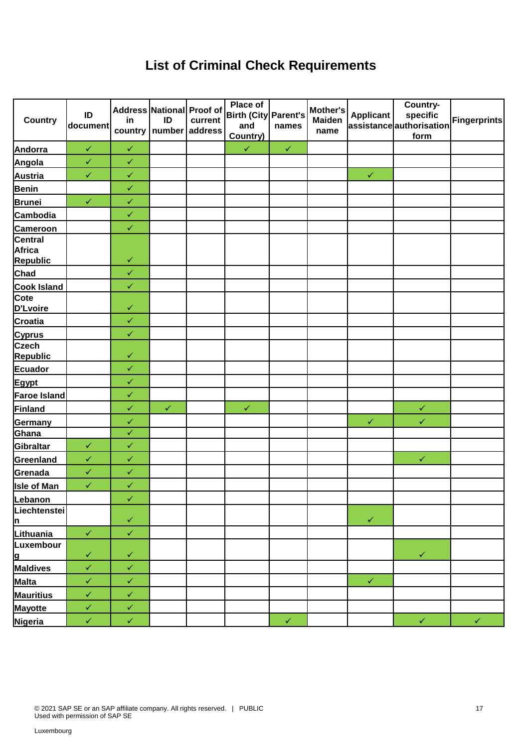# List of Criminal Check Requirements

| Country | ID document | Address in country | National ID number | Proof of current address | Place of Birth (City and Country) | Parent's names | Mother's Maiden name | Applicant assistance | Country-specific authorisation form | Fingerprints |
|---|---|---|---|---|---|---|---|---|---|---|
| Andorra | ✓ | ✓ | | | ✓ | ✓ | | | | |
| Angola | ✓ | ✓ | | | | | | | | |
| Austria | ✓ | ✓ | | | | | | ✓ | | |
| Benin | | ✓ | | | | | | | | |
| Brunei | ✓ | ✓ | | | | | | | | |
| Cambodia | | ✓ | | | | | | | | |
| Cameroon | | ✓ | | | | | | | | |
| Central Africa Republic | | ✓ | | | | | | | | |
| Chad | | ✓ | | | | | | | | |
| Cook Island | | ✓ | | | | | | | | |
| Cote D'Lvoire | | ✓ | | | | | | | | |
| Croatia | | ✓ | | | | | | | | |
| Cyprus | | ✓ | | | | | | | | |
| Czech Republic | | ✓ | | | | | | | | |
| Ecuador | | ✓ | | | | | | | | |
| Egypt | | ✓ | | | | | | | | |
| Faroe Island | | ✓ | | | | | | | | |
| Finland | | ✓ | ✓ | | ✓ | | | | ✓ | |
| Germany | | ✓ | | | | | | ✓ | ✓ | |
| Ghana | | ✓ | | | | | | | | |
| Gibraltar | ✓ | ✓ | | | | | | | | |
| Greenland | ✓ | ✓ | | | | | | | ✓ | |
| Grenada | ✓ | ✓ | | | | | | | | |
| Isle of Man | ✓ | ✓ | | | | | | | | |
| Lebanon | | ✓ | | | | | | | | |
| Liechtenstein | | ✓ | | | | | | ✓ | | |
| Lithuania | ✓ | ✓ | | | | | | | | |
| Luxembourg | ✓ | ✓ | | | | | | | ✓ | |
| Maldives | ✓ | ✓ | | | | | | | | |
| Malta | ✓ | ✓ | | | | | | ✓ | | |
| Mauritius | ✓ | ✓ | | | | | | | | |
| Mayotte | ✓ | ✓ | | | | | | | | |
| Nigeria | ✓ | ✓ | | | | ✓ | | | ✓ | ✓ |

© 2021 SAP SE or an SAP affiliate company. All rights reserved. | PUBLIC
Used with permission of SAP SE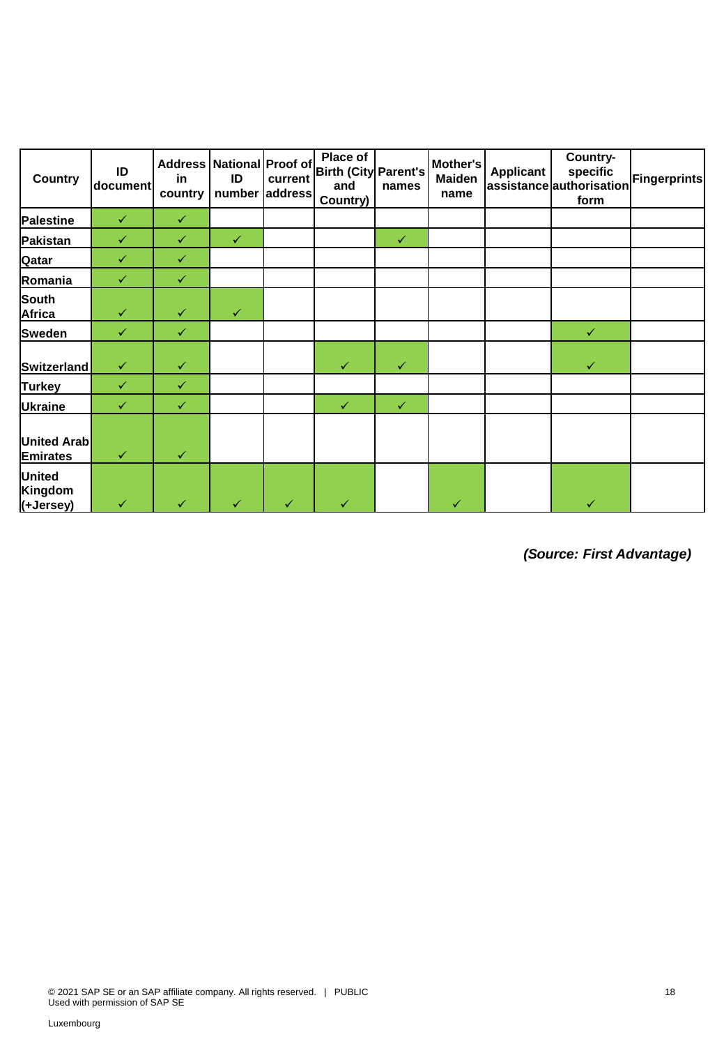| Country | ID document | Address in country | National ID number | Proof of current address | Place of Birth (City and Country) | Parent's names | Mother's Maiden name | Applicant assistance | Country-specific authorisation form | Fingerprints |
|---|---|---|---|---|---|---|---|---|---|---|
| Palestine | ✓ | ✓ | | | | | | | | |
| Pakistan | ✓ | ✓ | ✓ | | | ✓ | | | | |
| Qatar | ✓ | ✓ | | | | | | | | |
| Romania | ✓ | ✓ | | | | | | | | |
| South Africa | ✓ | ✓ | ✓ | | | | | | | |
| Sweden | ✓ | ✓ | | | | | | | ✓ | |
| Switzerland | ✓ | ✓ | | | ✓ | ✓ | | | ✓ | |
| Turkey | ✓ | ✓ | | | | | | | | |
| Ukraine | ✓ | ✓ | | | ✓ | ✓ | | | | |
| United Arab Emirates | ✓ | ✓ | | | | | | | | |
| United Kingdom (+Jersey) | ✓ | ✓ | ✓ | ✓ | ✓ | | ✓ | | ✓ | |

***(Source: First Advantage)***

© 2021 SAP SE or an SAP affiliate company. All rights reserved. | PUBLIC
Used with permission of SAP SE

Luxembourg